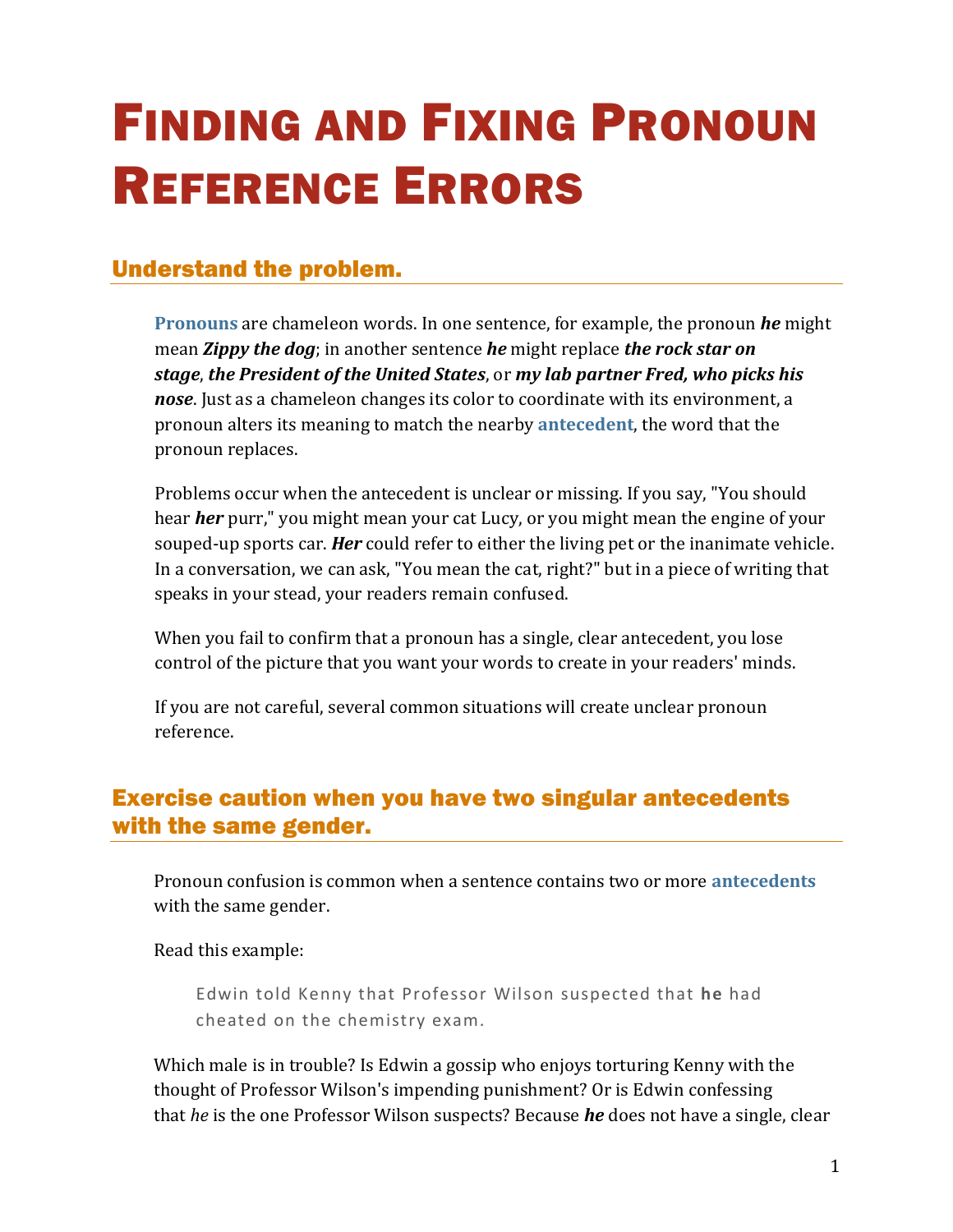# Finding and Fixing Pronoun Reference Errors

## Understand the problem.

**Pronouns** are chameleon words. In one sentence, for example, the pronoun ***he*** might mean ***Zippy the dog***; in another sentence ***he*** might replace ***the rock star on stage***, ***the President of the United States***, or ***my lab partner Fred, who picks his nose***. Just as a chameleon changes its color to coordinate with its environment, a pronoun alters its meaning to match the nearby **antecedent**, the word that the pronoun replaces.

Problems occur when the antecedent is unclear or missing. If you say, "You should hear ***her*** purr," you might mean your cat Lucy, or you might mean the engine of your souped-up sports car. ***Her*** could refer to either the living pet or the inanimate vehicle. In a conversation, we can ask, "You mean the cat, right?" but in a piece of writing that speaks in your stead, your readers remain confused.

When you fail to confirm that a pronoun has a single, clear antecedent, you lose control of the picture that you want your words to create in your readers' minds.

If you are not careful, several common situations will create unclear pronoun reference.

## Exercise caution when you have two singular antecedents with the same gender.

Pronoun confusion is common when a sentence contains two or more **antecedents** with the same gender.

Read this example:

> Edwin told Kenny that Professor Wilson suspected that **he** had cheated on the chemistry exam.

Which male is in trouble? Is Edwin a gossip who enjoys torturing Kenny with the thought of Professor Wilson's impending punishment? Or is Edwin confessing that *he* is the one Professor Wilson suspects? Because ***he*** does not have a single, clear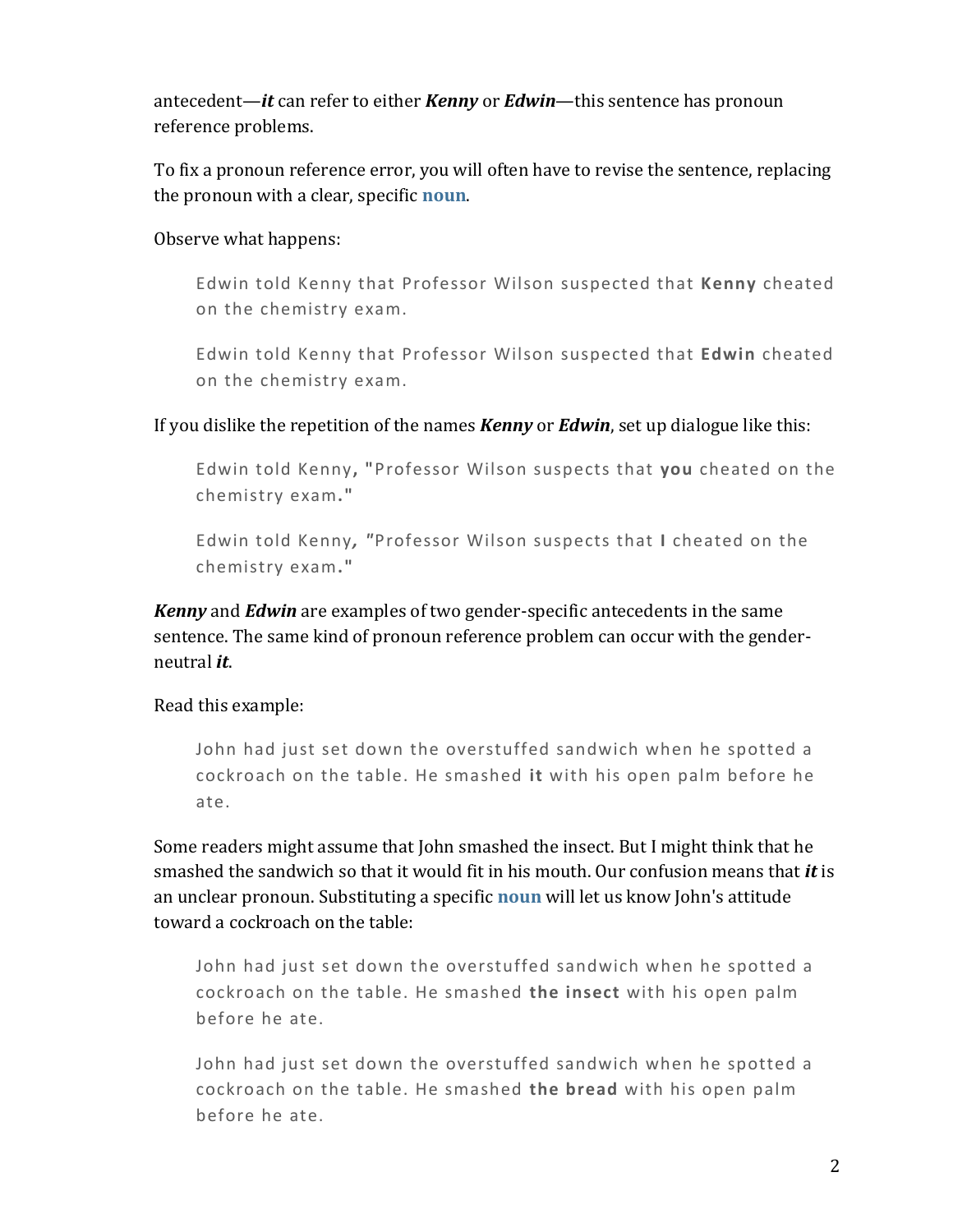antecedent—***it*** can refer to either ***Kenny*** or ***Edwin***—this sentence has pronoun reference problems.

To fix a pronoun reference error, you will often have to revise the sentence, replacing the pronoun with a clear, specific **noun**.

Observe what happens:

> Edwin told Kenny that Professor Wilson suspected that **Kenny** cheated on the chemistry exam.

> Edwin told Kenny that Professor Wilson suspected that **Edwin** cheated on the chemistry exam.

If you dislike the repetition of the names ***Kenny*** or ***Edwin***, set up dialogue like this:

> Edwin told Kenny**,** **"**Professor Wilson suspects that **you** cheated on the chemistry exam**."**

> Edwin told Kenny***,*** **"**Professor Wilson suspects that **I** cheated on the chemistry exam**."**

***Kenny*** and ***Edwin*** are examples of two gender-specific antecedents in the same sentence. The same kind of pronoun reference problem can occur with the gender-neutral ***it***.

Read this example:

> John had just set down the overstuffed sandwich when he spotted a cockroach on the table. He smashed **it** with his open palm before he ate.

Some readers might assume that John smashed the insect. But I might think that he smashed the sandwich so that it would fit in his mouth. Our confusion means that ***it*** is an unclear pronoun. Substituting a specific **noun** will let us know John's attitude toward a cockroach on the table:

> John had just set down the overstuffed sandwich when he spotted a cockroach on the table. He smashed **the insect** with his open palm before he ate.

> John had just set down the overstuffed sandwich when he spotted a cockroach on the table. He smashed **the bread** with his open palm before he ate.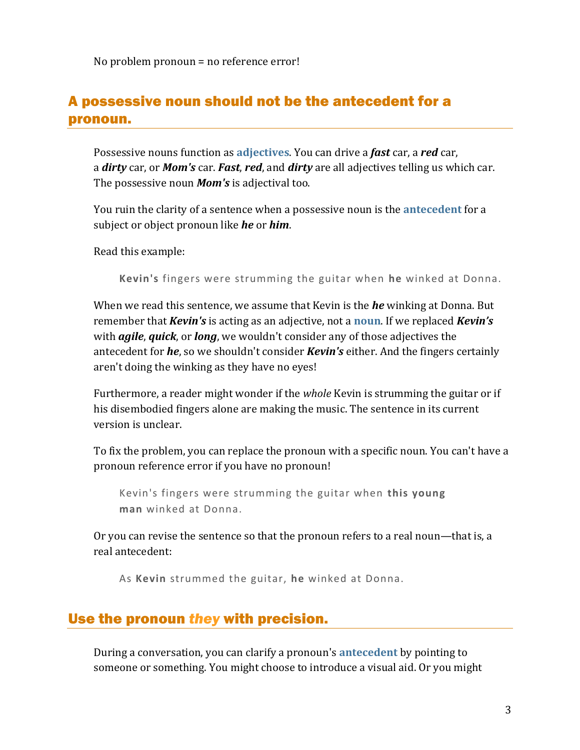No problem pronoun = no reference error!

## A possessive noun should not be the antecedent for a pronoun.

Possessive nouns function as **adjectives**. You can drive a ***fast*** car, a ***red*** car, a ***dirty*** car, or ***Mom's*** car. ***Fast***, ***red***, and ***dirty*** are all adjectives telling us which car. The possessive noun ***Mom's*** is adjectival too.

You ruin the clarity of a sentence when a possessive noun is the **antecedent** for a subject or object pronoun like ***he*** or ***him***.

Read this example:

> **Kevin's** fingers were strumming the guitar when **he** winked at Donna.

When we read this sentence, we assume that Kevin is the ***he*** winking at Donna. But remember that ***Kevin's*** is acting as an adjective, not a **noun**. If we replaced ***Kevin's*** with ***agile***, ***quick***, or ***long***, we wouldn't consider any of those adjectives the antecedent for ***he***, so we shouldn't consider ***Kevin's*** either. And the fingers certainly aren't doing the winking as they have no eyes!

Furthermore, a reader might wonder if the *whole* Kevin is strumming the guitar or if his disembodied fingers alone are making the music. The sentence in its current version is unclear.

To fix the problem, you can replace the pronoun with a specific noun. You can't have a pronoun reference error if you have no pronoun!

> Kevin's fingers were strumming the guitar when **this young man** winked at Donna.

Or you can revise the sentence so that the pronoun refers to a real noun—that is, a real antecedent:

> As **Kevin** strummed the guitar, **he** winked at Donna.

## Use the pronoun *they* with precision.

During a conversation, you can clarify a pronoun's **antecedent** by pointing to someone or something. You might choose to introduce a visual aid. Or you might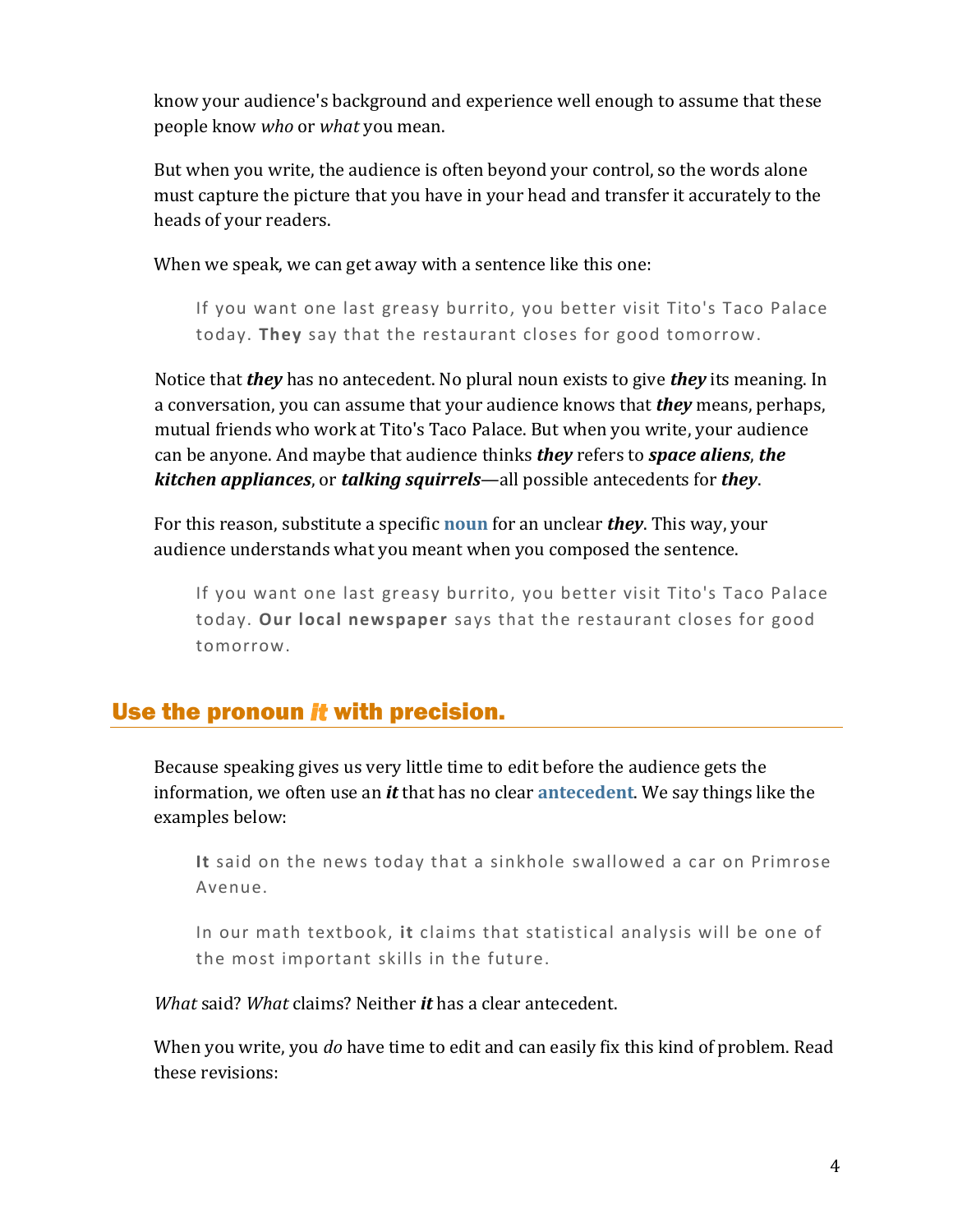know your audience's background and experience well enough to assume that these people know *who* or *what* you mean.

But when you write, the audience is often beyond your control, so the words alone must capture the picture that you have in your head and transfer it accurately to the heads of your readers.

When we speak, we can get away with a sentence like this one:

> If you want one last greasy burrito, you better visit Tito's Taco Palace today. **They** say that the restaurant closes for good tomorrow.

Notice that ***they*** has no antecedent. No plural noun exists to give ***they*** its meaning. In a conversation, you can assume that your audience knows that ***they*** means, perhaps, mutual friends who work at Tito's Taco Palace. But when you write, your audience can be anyone. And maybe that audience thinks ***they*** refers to ***space aliens***, ***the kitchen appliances***, or ***talking squirrels***—all possible antecedents for ***they***.

For this reason, substitute a specific **noun** for an unclear ***they***. This way, your audience understands what you meant when you composed the sentence.

> If you want one last greasy burrito, you better visit Tito's Taco Palace today. **Our local newspaper** says that the restaurant closes for good tomorrow.

## Use the pronoun *it* with precision.

Because speaking gives us very little time to edit before the audience gets the information, we often use an ***it*** that has no clear **antecedent**. We say things like the examples below:

> **It** said on the news today that a sinkhole swallowed a car on Primrose Avenue.

> In our math textbook, **it** claims that statistical analysis will be one of the most important skills in the future.

*What* said? *What* claims? Neither ***it*** has a clear antecedent.

When you write, you *do* have time to edit and can easily fix this kind of problem. Read these revisions: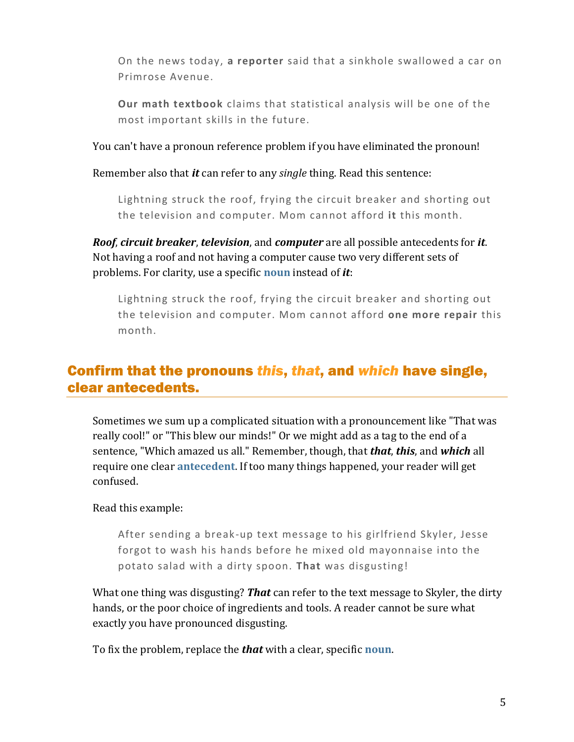> On the news today, **a reporter** said that a sinkhole swallowed a car on Primrose Avenue.

> **Our math textbook** claims that statistical analysis will be one of the most important skills in the future.

You can't have a pronoun reference problem if you have eliminated the pronoun!

Remember also that ***it*** can refer to any *single* thing. Read this sentence:

> Lightning struck the roof, frying the circuit breaker and shorting out the television and computer. Mom cannot afford **it** this month.

***Roof***, ***circuit breaker***, ***television***, and ***computer*** are all possible antecedents for ***it***. Not having a roof and not having a computer cause two very different sets of problems. For clarity, use a specific **noun** instead of ***it***:

> Lightning struck the roof, frying the circuit breaker and shorting out the television and computer. Mom cannot afford **one more repair** this month.

## Confirm that the pronouns *this*, *that*, and *which* have single, clear antecedents.

Sometimes we sum up a complicated situation with a pronouncement like "That was really cool!" or "This blew our minds!" Or we might add as a tag to the end of a sentence, "Which amazed us all." Remember, though, that ***that***, ***this***, and ***which*** all require one clear **antecedent**. If too many things happened, your reader will get confused.

Read this example:

> After sending a break-up text message to his girlfriend Skyler, Jesse forgot to wash his hands before he mixed old mayonnaise into the potato salad with a dirty spoon. **That** was disgusting!

What one thing was disgusting? ***That*** can refer to the text message to Skyler, the dirty hands, or the poor choice of ingredients and tools. A reader cannot be sure what exactly you have pronounced disgusting.

To fix the problem, replace the ***that*** with a clear, specific **noun**.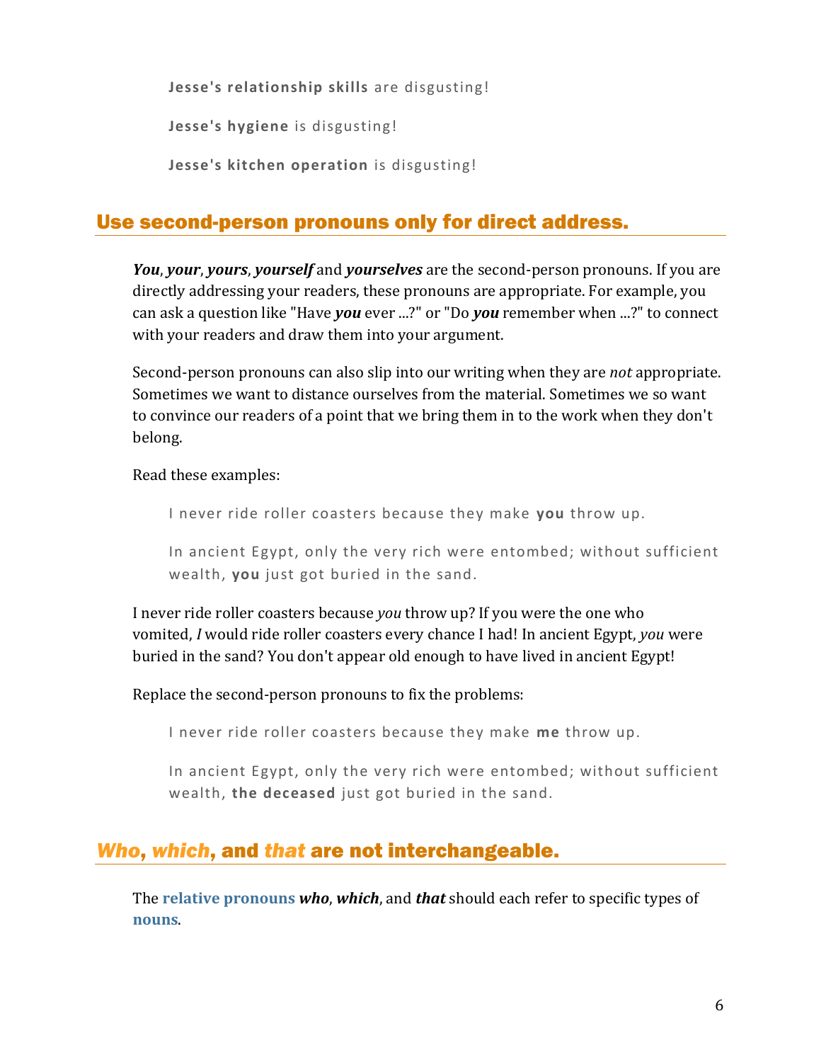> **Jesse's relationship skills** are disgusting!
>
> **Jesse's hygiene** is disgusting!
>
> **Jesse's kitchen operation** is disgusting!

## Use second-person pronouns only for direct address.

***You***, ***your***, ***yours***, ***yourself*** and ***yourselves*** are the second-person pronouns. If you are directly addressing your readers, these pronouns are appropriate. For example, you can ask a question like "Have ***you*** ever ...?" or "Do ***you*** remember when ...?" to connect with your readers and draw them into your argument.

Second-person pronouns can also slip into our writing when they are *not* appropriate. Sometimes we want to distance ourselves from the material. Sometimes we so want to convince our readers of a point that we bring them in to the work when they don't belong.

Read these examples:

> I never ride roller coasters because they make **you** throw up.
>
> In ancient Egypt, only the very rich were entombed; without sufficient wealth, **you** just got buried in the sand.

I never ride roller coasters because *you* throw up? If you were the one who vomited, *I* would ride roller coasters every chance I had! In ancient Egypt, *you* were buried in the sand? You don't appear old enough to have lived in ancient Egypt!

Replace the second-person pronouns to fix the problems:

> I never ride roller coasters because they make **me** throw up.
>
> In ancient Egypt, only the very rich were entombed; without sufficient wealth, **the deceased** just got buried in the sand.

## *Who*, *which*, and *that* are not interchangeable.

The **relative pronouns** ***who***, ***which***, and ***that*** should each refer to specific types of **nouns**.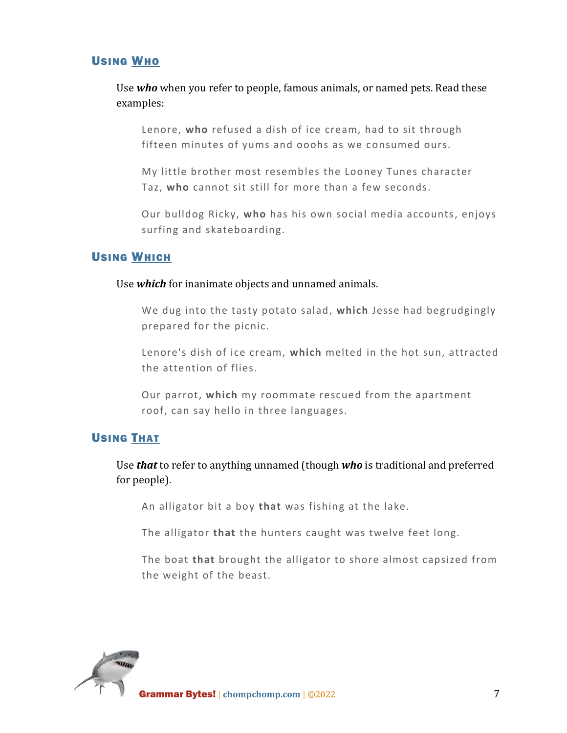## Using Who

Use ***who*** when you refer to people, famous animals, or named pets. Read these examples:

> Lenore, **who** refused a dish of ice cream, had to sit through fifteen minutes of yums and ooohs as we consumed ours.
>
> My little brother most resembles the Looney Tunes character Taz, **who** cannot sit still for more than a few seconds.
>
> Our bulldog Ricky, **who** has his own social media accounts, enjoys surfing and skateboarding.

## Using Which

Use ***which*** for inanimate objects and unnamed animals.

> We dug into the tasty potato salad, **which** Jesse had begrudgingly prepared for the picnic.
>
> Lenore's dish of ice cream, **which** melted in the hot sun, attracted the attention of flies.
>
> Our parrot, **which** my roommate rescued from the apartment roof, can say hello in three languages.

## Using That

Use ***that*** to refer to anything unnamed (though ***who*** is traditional and preferred for people).

> An alligator bit a boy **that** was fishing at the lake.
>
> The alligator **that** the hunters caught was twelve feet long.
>
> The boat **that** brought the alligator to shore almost capsized from the weight of the beast.